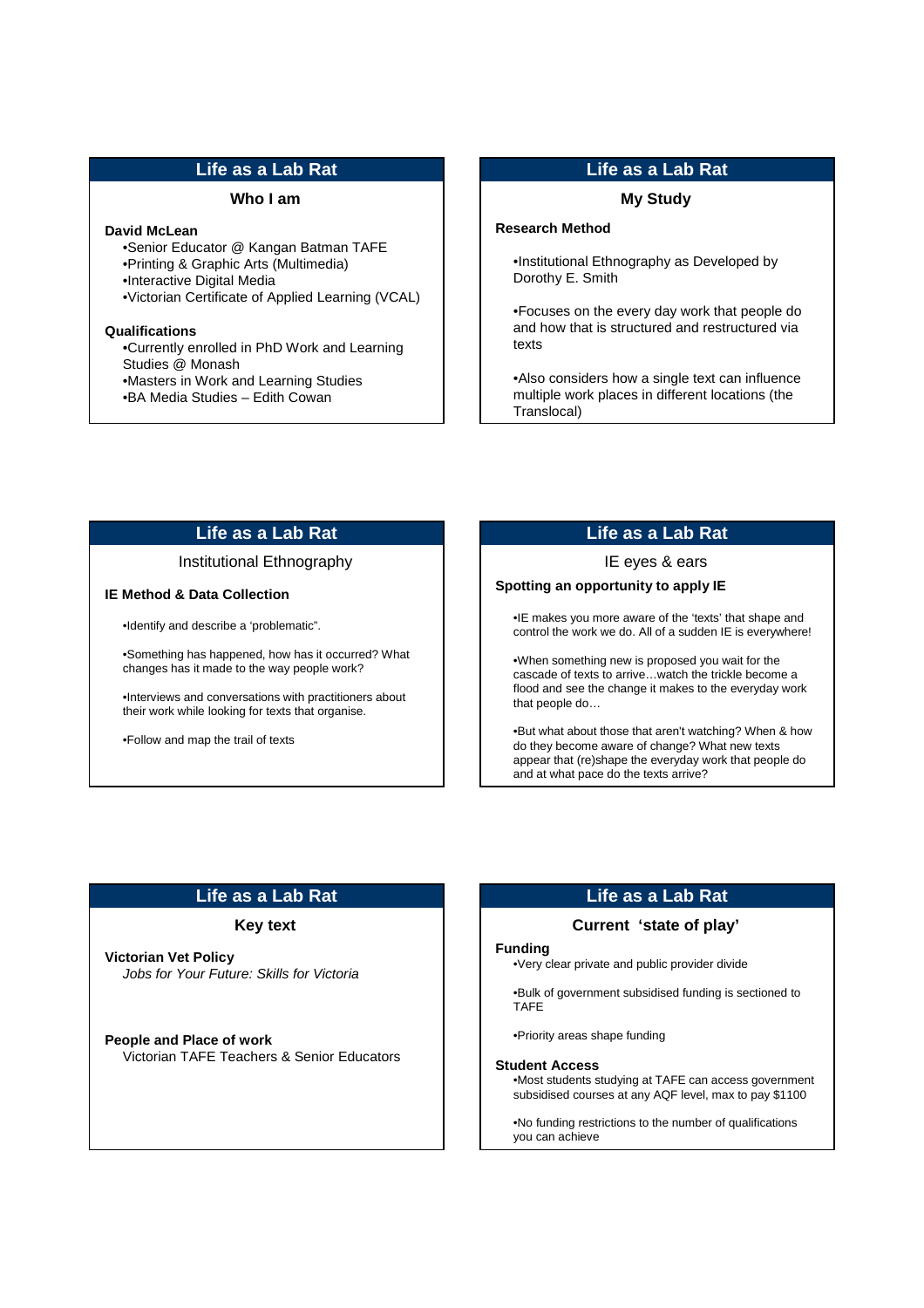## Life as a Lab Rat

### Who I am

**David McLean**

- Senior Educator @ Kangan Batman TAFE
- Printing & Graphic Arts (Multimedia)
- Interactive Digital Media
- Victorian Certificate of Applied Learning (VCAL)

**Qualifications**

- Currently enrolled in PhD Work and Learning Studies @ Monash
- Masters in Work and Learning Studies
- BA Media Studies – Edith Cowan

## Life as a Lab Rat

### My Study

**Research Method**

- Institutional Ethnography as Developed by Dorothy E. Smith
- Focuses on the every day work that people do and how that is structured and restructured via texts
- Also considers how a single text can influence multiple work places in different locations (the Translocal)

## Life as a Lab Rat

### Institutional Ethnography

**IE Method & Data Collection**

- Identify and describe a 'problematic".
- Something has happened, how has it occurred? What changes has it made to the way people work?
- Interviews and conversations with practitioners about their work while looking for texts that organise.
- Follow and map the trail of texts

## Life as a Lab Rat

### IE eyes & ears

**Spotting an opportunity to apply IE**

- IE makes you more aware of the 'texts' that shape and control the work we do. All of a sudden IE is everywhere!
- When something new is proposed you wait for the cascade of texts to arrive…watch the trickle become a flood and see the change it makes to the everyday work that people do…
- But what about those that aren't watching? When & how do they become aware of change? What new texts appear that (re)shape the everyday work that people do and at what pace do the texts arrive?

## Life as a Lab Rat

### Key text

**Victorian Vet Policy**

*Jobs for Your Future: Skills for Victoria*

**People and Place of work**

Victorian TAFE Teachers & Senior Educators

## Life as a Lab Rat

### Current 'state of play'

**Funding**

- Very clear private and public provider divide
- Bulk of government subsidised funding is sectioned to TAFE
- Priority areas shape funding

**Student Access**

- Most students studying at TAFE can access government subsidised courses at any AQF level, max to pay $1100
- No funding restrictions to the number of qualifications you can achieve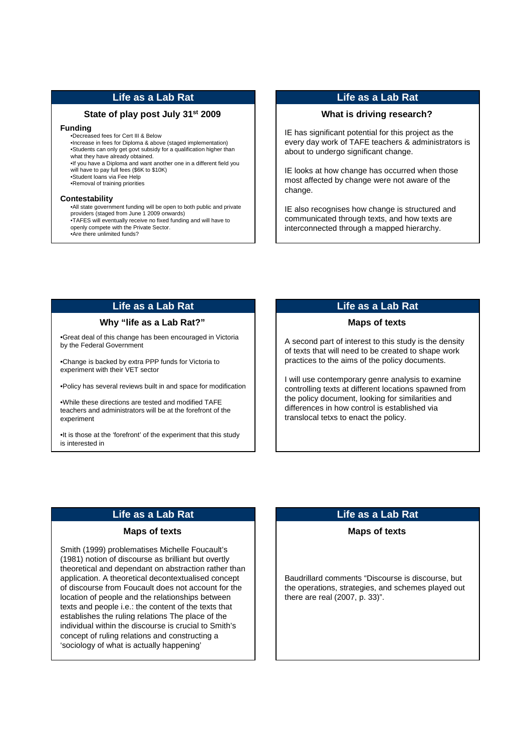## Life as a Lab Rat

### State of play post July 31st 2009

**Funding**

- Decreased fees for Cert III & Below
- Increase in fees for Diploma & above (staged implementation)
- Students can only get govt subsidy for a qualification higher than what they have already obtained.
- If you have a Diploma and want another one in a different field you will have to pay full fees ($6K to $10K)
- Student loans via Fee Help
- Removal of training priorities

**Contestability**

- All state government funding will be open to both public and private providers (staged from June 1 2009 onwards)
- TAFES will eventually receive no fixed funding and will have to openly compete with the Private Sector.
- Are there unlimited funds?

## Life as a Lab Rat

### What is driving research?

IE has significant potential for this project as the every day work of TAFE teachers & administrators is about to undergo significant change.

IE looks at how change has occurred when those most affected by change were not aware of the change.

IE also recognises how change is structured and communicated through texts, and how texts are interconnected through a mapped hierarchy.

## Life as a Lab Rat

### Why "life as a Lab Rat?"

- Great deal of this change has been encouraged in Victoria by the Federal Government
- Change is backed by extra PPP funds for Victoria to experiment with their VET sector
- Policy has several reviews built in and space for modification
- While these directions are tested and modified TAFE teachers and administrators will be at the forefront of the experiment
- It is those at the 'forefront' of the experiment that this study is interested in

## Life as a Lab Rat

### Maps of texts

A second part of interest to this study is the density of texts that will need to be created to shape work practices to the aims of the policy documents.

I will use contemporary genre analysis to examine controlling texts at different locations spawned from the policy document, looking for similarities and differences in how control is established via translocal tetxs to enact the policy.

## Life as a Lab Rat

### Maps of texts

Smith (1999) problematises Michelle Foucault's (1981) notion of discourse as brilliant but overtly theoretical and dependant on abstraction rather than application. A theoretical decontextualised concept of discourse from Foucault does not account for the location of people and the relationships between texts and people i.e.: the content of the texts that establishes the ruling relations The place of the individual within the discourse is crucial to Smith's concept of ruling relations and constructing a 'sociology of what is actually happening'

## Life as a Lab Rat

### Maps of texts

Baudrillard comments "Discourse is discourse, but the operations, strategies, and schemes played out there are real (2007, p. 33)".